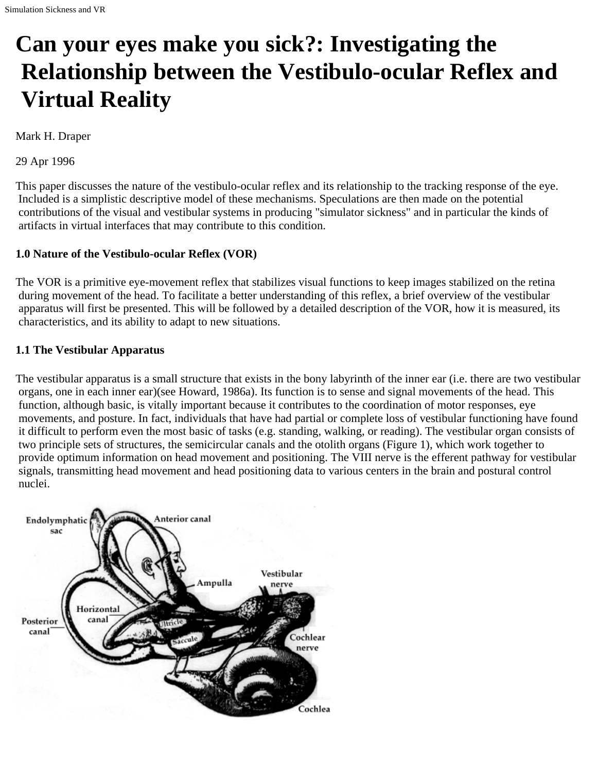# Can your eyes make you sick?: Investigating the Relationship between the Vestibulo-ocular Reflex and Virtual Reality

Mark H. Draper

29 Apr 1996

This paper discusses the nature of the vestibulo-ocular reflex and its relationship to the tracking response of the eye. Included is a simplistic descriptive model of these mechanisms. Speculations are then made on the potential contributions of the visual and vestibular systems in producing "simulator sickness" and in particular the kinds of artifacts in virtual interfaces that may contribute to this condition.

### 1.0 Nature of the Vestibulo-ocular Reflex (VOR)

The VOR is a primitive eye-movement reflex that stabilizes visual functions to keep images stabilized on the retina during movement of the head. To facilitate a better understanding of this reflex, a brief overview of the vestibular apparatus will first be presented. This will be followed by a detailed description of the VOR, how it is measured, its characteristics, and its ability to adapt to new situations.

### 1.1 The Vestibular Apparatus

The vestibular apparatus is a small structure that exists in the bony labyrinth of the inner ear (i.e. there are two vestibular organs, one in each inner ear)(see Howard, 1986a). Its function is to sense and signal movements of the head. This function, although basic, is vitally important because it contributes to the coordination of motor responses, eye movements, and posture. In fact, individuals that have had partial or complete loss of vestibular functioning have found it difficult to perform even the most basic of tasks (e.g. standing, walking, or reading). The vestibular organ consists of two principle sets of structures, the semicircular canals and the otolith organs (Figure 1), which work together to provide optimum information on head movement and positioning. The VIII nerve is the efferent pathway for vestibular signals, transmitting head movement and head positioning data to various centers in the brain and postural control nuclei.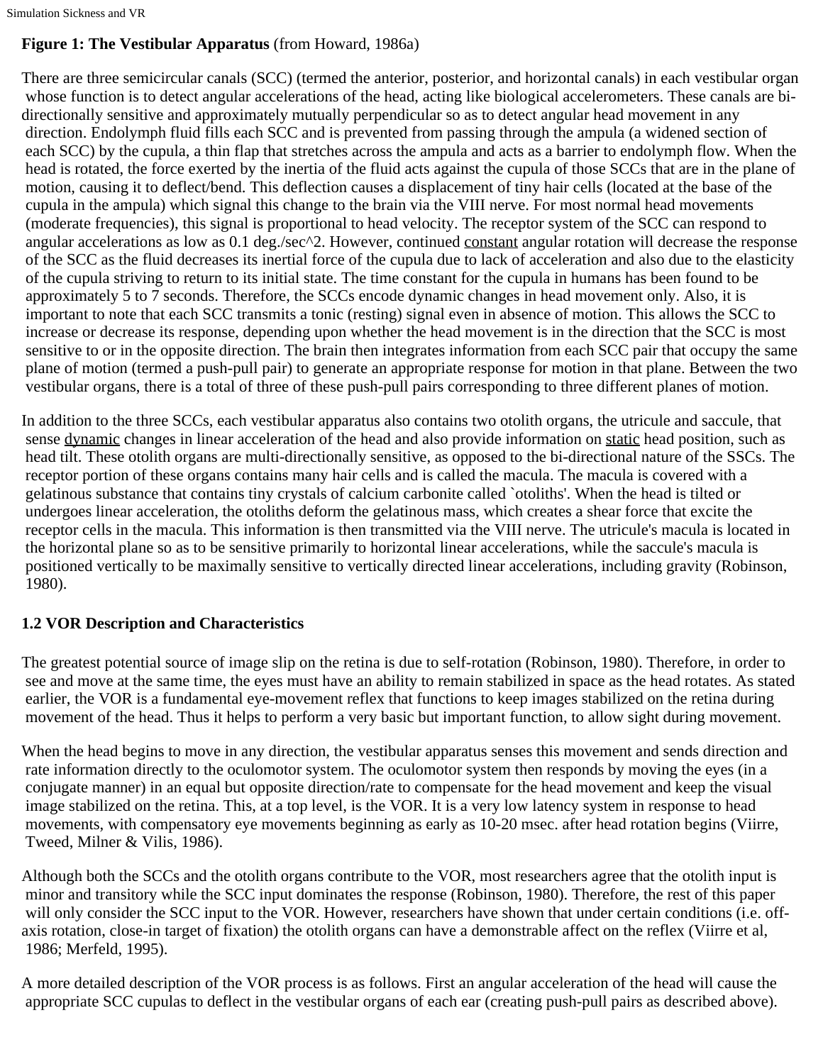**Figure 1: The Vestibular Apparatus** (from Howard, 1986a)

There are three semicircular canals (SCC) (termed the anterior, posterior, and horizontal canals) in each vestibular organ whose function is to detect angular accelerations of the head, acting like biological accelerometers. These canals are bi-directionally sensitive and approximately mutually perpendicular so as to detect angular head movement in any direction. Endolymph fluid fills each SCC and is prevented from passing through the ampula (a widened section of each SCC) by the cupula, a thin flap that stretches across the ampula and acts as a barrier to endolymph flow. When the head is rotated, the force exerted by the inertia of the fluid acts against the cupula of those SCCs that are in the plane of motion, causing it to deflect/bend. This deflection causes a displacement of tiny hair cells (located at the base of the cupula in the ampula) which signal this change to the brain via the VIII nerve. For most normal head movements (moderate frequencies), this signal is proportional to head velocity. The receptor system of the SCC can respond to angular accelerations as low as 0.1 deg./sec^2. However, continued constant angular rotation will decrease the response of the SCC as the fluid decreases its inertial force of the cupula due to lack of acceleration and also due to the elasticity of the cupula striving to return to its initial state. The time constant for the cupula in humans has been found to be approximately 5 to 7 seconds. Therefore, the SCCs encode dynamic changes in head movement only. Also, it is important to note that each SCC transmits a tonic (resting) signal even in absence of motion. This allows the SCC to increase or decrease its response, depending upon whether the head movement is in the direction that the SCC is most sensitive to or in the opposite direction. The brain then integrates information from each SCC pair that occupy the same plane of motion (termed a push-pull pair) to generate an appropriate response for motion in that plane. Between the two vestibular organs, there is a total of three of these push-pull pairs corresponding to three different planes of motion.

In addition to the three SCCs, each vestibular apparatus also contains two otolith organs, the utricule and saccule, that sense dynamic changes in linear acceleration of the head and also provide information on static head position, such as head tilt. These otolith organs are multi-directionally sensitive, as opposed to the bi-directional nature of the SSCs. The receptor portion of these organs contains many hair cells and is called the macula. The macula is covered with a gelatinous substance that contains tiny crystals of calcium carbonite called `otoliths'. When the head is tilted or undergoes linear acceleration, the otoliths deform the gelatinous mass, which creates a shear force that excite the receptor cells in the macula. This information is then transmitted via the VIII nerve. The utricule's macula is located in the horizontal plane so as to be sensitive primarily to horizontal linear accelerations, while the saccule's macula is positioned vertically to be maximally sensitive to vertically directed linear accelerations, including gravity (Robinson, 1980).

### 1.2 VOR Description and Characteristics

The greatest potential source of image slip on the retina is due to self-rotation (Robinson, 1980). Therefore, in order to see and move at the same time, the eyes must have an ability to remain stabilized in space as the head rotates. As stated earlier, the VOR is a fundamental eye-movement reflex that functions to keep images stabilized on the retina during movement of the head. Thus it helps to perform a very basic but important function, to allow sight during movement.

When the head begins to move in any direction, the vestibular apparatus senses this movement and sends direction and rate information directly to the oculomotor system. The oculomotor system then responds by moving the eyes (in a conjugate manner) in an equal but opposite direction/rate to compensate for the head movement and keep the visual image stabilized on the retina. This, at a top level, is the VOR. It is a very low latency system in response to head movements, with compensatory eye movements beginning as early as 10-20 msec. after head rotation begins (Viirre, Tweed, Milner & Vilis, 1986).

Although both the SCCs and the otolith organs contribute to the VOR, most researchers agree that the otolith input is minor and transitory while the SCC input dominates the response (Robinson, 1980). Therefore, the rest of this paper will only consider the SCC input to the VOR. However, researchers have shown that under certain conditions (i.e. off-axis rotation, close-in target of fixation) the otolith organs can have a demonstrable affect on the reflex (Viirre et al, 1986; Merfeld, 1995).

A more detailed description of the VOR process is as follows. First an angular acceleration of the head will cause the appropriate SCC cupulas to deflect in the vestibular organs of each ear (creating push-pull pairs as described above).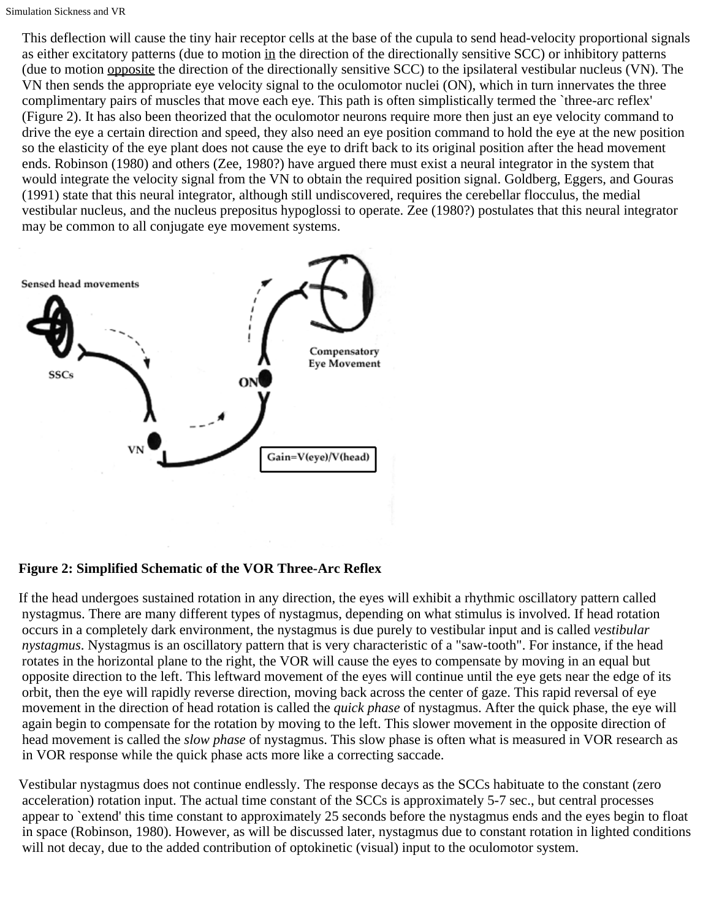This deflection will cause the tiny hair receptor cells at the base of the cupula to send head-velocity proportional signals as either excitatory patterns (due to motion in the direction of the directionally sensitive SCC) or inhibitory patterns (due to motion opposite the direction of the directionally sensitive SCC) to the ipsilateral vestibular nucleus (VN). The VN then sends the appropriate eye velocity signal to the oculomotor nuclei (ON), which in turn innervates the three complimentary pairs of muscles that move each eye. This path is often simplistically termed the `three-arc reflex' (Figure 2). It has also been theorized that the oculomotor neurons require more then just an eye velocity command to drive the eye a certain direction and speed, they also need an eye position command to hold the eye at the new position so the elasticity of the eye plant does not cause the eye to drift back to its original position after the head movement ends. Robinson (1980) and others (Zee, 1980?) have argued there must exist a neural integrator in the system that would integrate the velocity signal from the VN to obtain the required position signal. Goldberg, Eggers, and Gouras (1991) state that this neural integrator, although still undiscovered, requires the cerebellar flocculus, the medial vestibular nucleus, and the nucleus prepositus hypoglossi to operate. Zee (1980?) postulates that this neural integrator may be common to all conjugate eye movement systems.

**Figure 2: Simplified Schematic of the VOR Three-Arc Reflex**

If the head undergoes sustained rotation in any direction, the eyes will exhibit a rhythmic oscillatory pattern called nystagmus. There are many different types of nystagmus, depending on what stimulus is involved. If head rotation occurs in a completely dark environment, the nystagmus is due purely to vestibular input and is called *vestibular nystagmus*. Nystagmus is an oscillatory pattern that is very characteristic of a "saw-tooth". For instance, if the head rotates in the horizontal plane to the right, the VOR will cause the eyes to compensate by moving in an equal but opposite direction to the left. This leftward movement of the eyes will continue until the eye gets near the edge of its orbit, then the eye will rapidly reverse direction, moving back across the center of gaze. This rapid reversal of eye movement in the direction of head rotation is called the *quick phase* of nystagmus. After the quick phase, the eye will again begin to compensate for the rotation by moving to the left. This slower movement in the opposite direction of head movement is called the *slow phase* of nystagmus. This slow phase is often what is measured in VOR research as in VOR response while the quick phase acts more like a correcting saccade.

Vestibular nystagmus does not continue endlessly. The response decays as the SCCs habituate to the constant (zero acceleration) rotation input. The actual time constant of the SCCs is approximately 5-7 sec., but central processes appear to `extend' this time constant to approximately 25 seconds before the nystagmus ends and the eyes begin to float in space (Robinson, 1980). However, as will be discussed later, nystagmus due to constant rotation in lighted conditions will not decay, due to the added contribution of optokinetic (visual) input to the oculomotor system.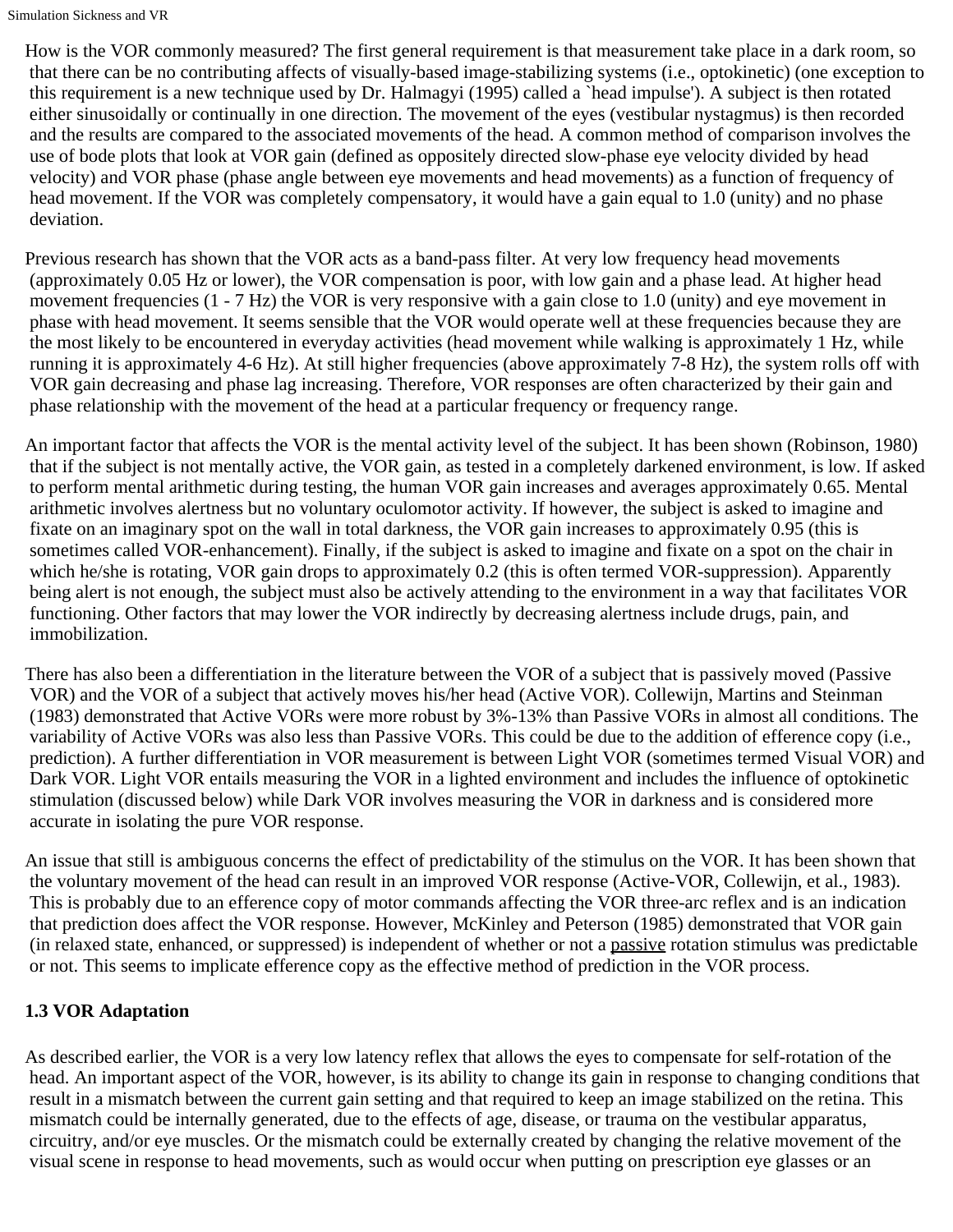How is the VOR commonly measured? The first general requirement is that measurement take place in a dark room, so that there can be no contributing affects of visually-based image-stabilizing systems (i.e., optokinetic) (one exception to this requirement is a new technique used by Dr. Halmagyi (1995) called a `head impulse'). A subject is then rotated either sinusoidally or continually in one direction. The movement of the eyes (vestibular nystagmus) is then recorded and the results are compared to the associated movements of the head. A common method of comparison involves the use of bode plots that look at VOR gain (defined as oppositely directed slow-phase eye velocity divided by head velocity) and VOR phase (phase angle between eye movements and head movements) as a function of frequency of head movement. If the VOR was completely compensatory, it would have a gain equal to 1.0 (unity) and no phase deviation.

Previous research has shown that the VOR acts as a band-pass filter. At very low frequency head movements (approximately 0.05 Hz or lower), the VOR compensation is poor, with low gain and a phase lead. At higher head movement frequencies (1 - 7 Hz) the VOR is very responsive with a gain close to 1.0 (unity) and eye movement in phase with head movement. It seems sensible that the VOR would operate well at these frequencies because they are the most likely to be encountered in everyday activities (head movement while walking is approximately 1 Hz, while running it is approximately 4-6 Hz). At still higher frequencies (above approximately 7-8 Hz), the system rolls off with VOR gain decreasing and phase lag increasing. Therefore, VOR responses are often characterized by their gain and phase relationship with the movement of the head at a particular frequency or frequency range.

An important factor that affects the VOR is the mental activity level of the subject. It has been shown (Robinson, 1980) that if the subject is not mentally active, the VOR gain, as tested in a completely darkened environment, is low. If asked to perform mental arithmetic during testing, the human VOR gain increases and averages approximately 0.65. Mental arithmetic involves alertness but no voluntary oculomotor activity. If however, the subject is asked to imagine and fixate on an imaginary spot on the wall in total darkness, the VOR gain increases to approximately 0.95 (this is sometimes called VOR-enhancement). Finally, if the subject is asked to imagine and fixate on a spot on the chair in which he/she is rotating, VOR gain drops to approximately 0.2 (this is often termed VOR-suppression). Apparently being alert is not enough, the subject must also be actively attending to the environment in a way that facilitates VOR functioning. Other factors that may lower the VOR indirectly by decreasing alertness include drugs, pain, and immobilization.

There has also been a differentiation in the literature between the VOR of a subject that is passively moved (Passive VOR) and the VOR of a subject that actively moves his/her head (Active VOR). Collewijn, Martins and Steinman (1983) demonstrated that Active VORs were more robust by 3%-13% than Passive VORs in almost all conditions. The variability of Active VORs was also less than Passive VORs. This could be due to the addition of efference copy (i.e., prediction). A further differentiation in VOR measurement is between Light VOR (sometimes termed Visual VOR) and Dark VOR. Light VOR entails measuring the VOR in a lighted environment and includes the influence of optokinetic stimulation (discussed below) while Dark VOR involves measuring the VOR in darkness and is considered more accurate in isolating the pure VOR response.

An issue that still is ambiguous concerns the effect of predictability of the stimulus on the VOR. It has been shown that the voluntary movement of the head can result in an improved VOR response (Active-VOR, Collewijn, et al., 1983). This is probably due to an efference copy of motor commands affecting the VOR three-arc reflex and is an indication that prediction does affect the VOR response. However, McKinley and Peterson (1985) demonstrated that VOR gain (in relaxed state, enhanced, or suppressed) is independent of whether or not a <u>passive</u> rotation stimulus was predictable or not. This seems to implicate efference copy as the effective method of prediction in the VOR process.

### 1.3 VOR Adaptation

As described earlier, the VOR is a very low latency reflex that allows the eyes to compensate for self-rotation of the head. An important aspect of the VOR, however, is its ability to change its gain in response to changing conditions that result in a mismatch between the current gain setting and that required to keep an image stabilized on the retina. This mismatch could be internally generated, due to the effects of age, disease, or trauma on the vestibular apparatus, circuitry, and/or eye muscles. Or the mismatch could be externally created by changing the relative movement of the visual scene in response to head movements, such as would occur when putting on prescription eye glasses or an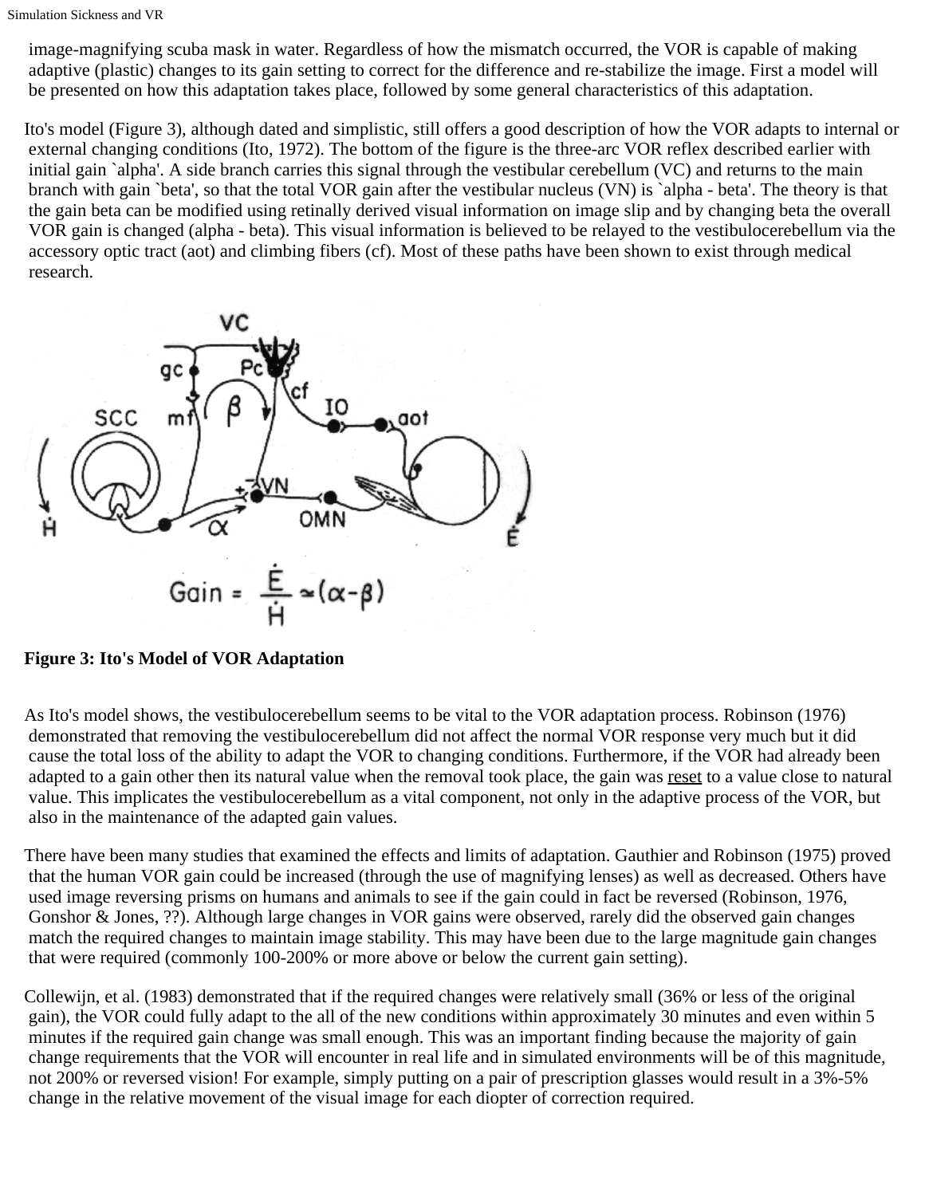image-magnifying scuba mask in water. Regardless of how the mismatch occurred, the VOR is capable of making adaptive (plastic) changes to its gain setting to correct for the difference and re-stabilize the image. First a model will be presented on how this adaptation takes place, followed by some general characteristics of this adaptation.

Ito's model (Figure 3), although dated and simplistic, still offers a good description of how the VOR adapts to internal or external changing conditions (Ito, 1972). The bottom of the figure is the three-arc VOR reflex described earlier with initial gain `alpha'. A side branch carries this signal through the vestibular cerebellum (VC) and returns to the main branch with gain `beta', so that the total VOR gain after the vestibular nucleus (VN) is `alpha - beta'. The theory is that the gain beta can be modified using retinally derived visual information on image slip and by changing beta the overall VOR gain is changed (alpha - beta). This visual information is believed to be relayed to the vestibulocerebellum via the accessory optic tract (aot) and climbing fibers (cf). Most of these paths have been shown to exist through medical research.

$$\text{Gain} = \frac{\dot{E}}{\dot{H}} \simeq (\alpha - \beta)$$

**Figure 3: Ito's Model of VOR Adaptation**

As Ito's model shows, the vestibulocerebellum seems to be vital to the VOR adaptation process. Robinson (1976) demonstrated that removing the vestibulocerebellum did not affect the normal VOR response very much but it did cause the total loss of the ability to adapt the VOR to changing conditions. Furthermore, if the VOR had already been adapted to a gain other then its natural value when the removal took place, the gain was reset to a value close to natural value. This implicates the vestibulocerebellum as a vital component, not only in the adaptive process of the VOR, but also in the maintenance of the adapted gain values.

There have been many studies that examined the effects and limits of adaptation. Gauthier and Robinson (1975) proved that the human VOR gain could be increased (through the use of magnifying lenses) as well as decreased. Others have used image reversing prisms on humans and animals to see if the gain could in fact be reversed (Robinson, 1976, Gonshor & Jones, ??). Although large changes in VOR gains were observed, rarely did the observed gain changes match the required changes to maintain image stability. This may have been due to the large magnitude gain changes that were required (commonly 100-200% or more above or below the current gain setting).

Collewijn, et al. (1983) demonstrated that if the required changes were relatively small (36% or less of the original gain), the VOR could fully adapt to the all of the new conditions within approximately 30 minutes and even within 5 minutes if the required gain change was small enough. This was an important finding because the majority of gain change requirements that the VOR will encounter in real life and in simulated environments will be of this magnitude, not 200% or reversed vision! For example, simply putting on a pair of prescription glasses would result in a 3%-5% change in the relative movement of the visual image for each diopter of correction required.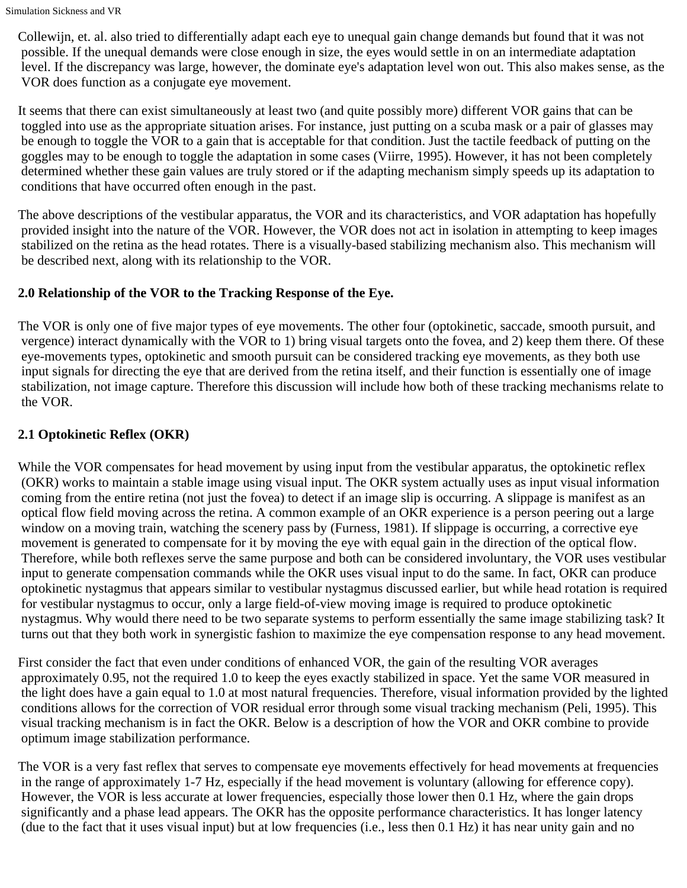Collewijn, et. al. also tried to differentially adapt each eye to unequal gain change demands but found that it was not possible. If the unequal demands were close enough in size, the eyes would settle in on an intermediate adaptation level. If the discrepancy was large, however, the dominate eye's adaptation level won out. This also makes sense, as the VOR does function as a conjugate eye movement.

It seems that there can exist simultaneously at least two (and quite possibly more) different VOR gains that can be toggled into use as the appropriate situation arises. For instance, just putting on a scuba mask or a pair of glasses may be enough to toggle the VOR to a gain that is acceptable for that condition. Just the tactile feedback of putting on the goggles may to be enough to toggle the adaptation in some cases (Viirre, 1995). However, it has not been completely determined whether these gain values are truly stored or if the adapting mechanism simply speeds up its adaptation to conditions that have occurred often enough in the past.

The above descriptions of the vestibular apparatus, the VOR and its characteristics, and VOR adaptation has hopefully provided insight into the nature of the VOR. However, the VOR does not act in isolation in attempting to keep images stabilized on the retina as the head rotates. There is a visually-based stabilizing mechanism also. This mechanism will be described next, along with its relationship to the VOR.

## 2.0 Relationship of the VOR to the Tracking Response of the Eye.

The VOR is only one of five major types of eye movements. The other four (optokinetic, saccade, smooth pursuit, and vergence) interact dynamically with the VOR to 1) bring visual targets onto the fovea, and 2) keep them there. Of these eye-movements types, optokinetic and smooth pursuit can be considered tracking eye movements, as they both use input signals for directing the eye that are derived from the retina itself, and their function is essentially one of image stabilization, not image capture. Therefore this discussion will include how both of these tracking mechanisms relate to the VOR.

### 2.1 Optokinetic Reflex (OKR)

While the VOR compensates for head movement by using input from the vestibular apparatus, the optokinetic reflex (OKR) works to maintain a stable image using visual input. The OKR system actually uses as input visual information coming from the entire retina (not just the fovea) to detect if an image slip is occurring. A slippage is manifest as an optical flow field moving across the retina. A common example of an OKR experience is a person peering out a large window on a moving train, watching the scenery pass by (Furness, 1981). If slippage is occurring, a corrective eye movement is generated to compensate for it by moving the eye with equal gain in the direction of the optical flow. Therefore, while both reflexes serve the same purpose and both can be considered involuntary, the VOR uses vestibular input to generate compensation commands while the OKR uses visual input to do the same. In fact, OKR can produce optokinetic nystagmus that appears similar to vestibular nystagmus discussed earlier, but while head rotation is required for vestibular nystagmus to occur, only a large field-of-view moving image is required to produce optokinetic nystagmus. Why would there need to be two separate systems to perform essentially the same image stabilizing task? It turns out that they both work in synergistic fashion to maximize the eye compensation response to any head movement.

First consider the fact that even under conditions of enhanced VOR, the gain of the resulting VOR averages approximately 0.95, not the required 1.0 to keep the eyes exactly stabilized in space. Yet the same VOR measured in the light does have a gain equal to 1.0 at most natural frequencies. Therefore, visual information provided by the lighted conditions allows for the correction of VOR residual error through some visual tracking mechanism (Peli, 1995). This visual tracking mechanism is in fact the OKR. Below is a description of how the VOR and OKR combine to provide optimum image stabilization performance.

The VOR is a very fast reflex that serves to compensate eye movements effectively for head movements at frequencies in the range of approximately 1-7 Hz, especially if the head movement is voluntary (allowing for efference copy). However, the VOR is less accurate at lower frequencies, especially those lower then 0.1 Hz, where the gain drops significantly and a phase lead appears. The OKR has the opposite performance characteristics. It has longer latency (due to the fact that it uses visual input) but at low frequencies (i.e., less then 0.1 Hz) it has near unity gain and no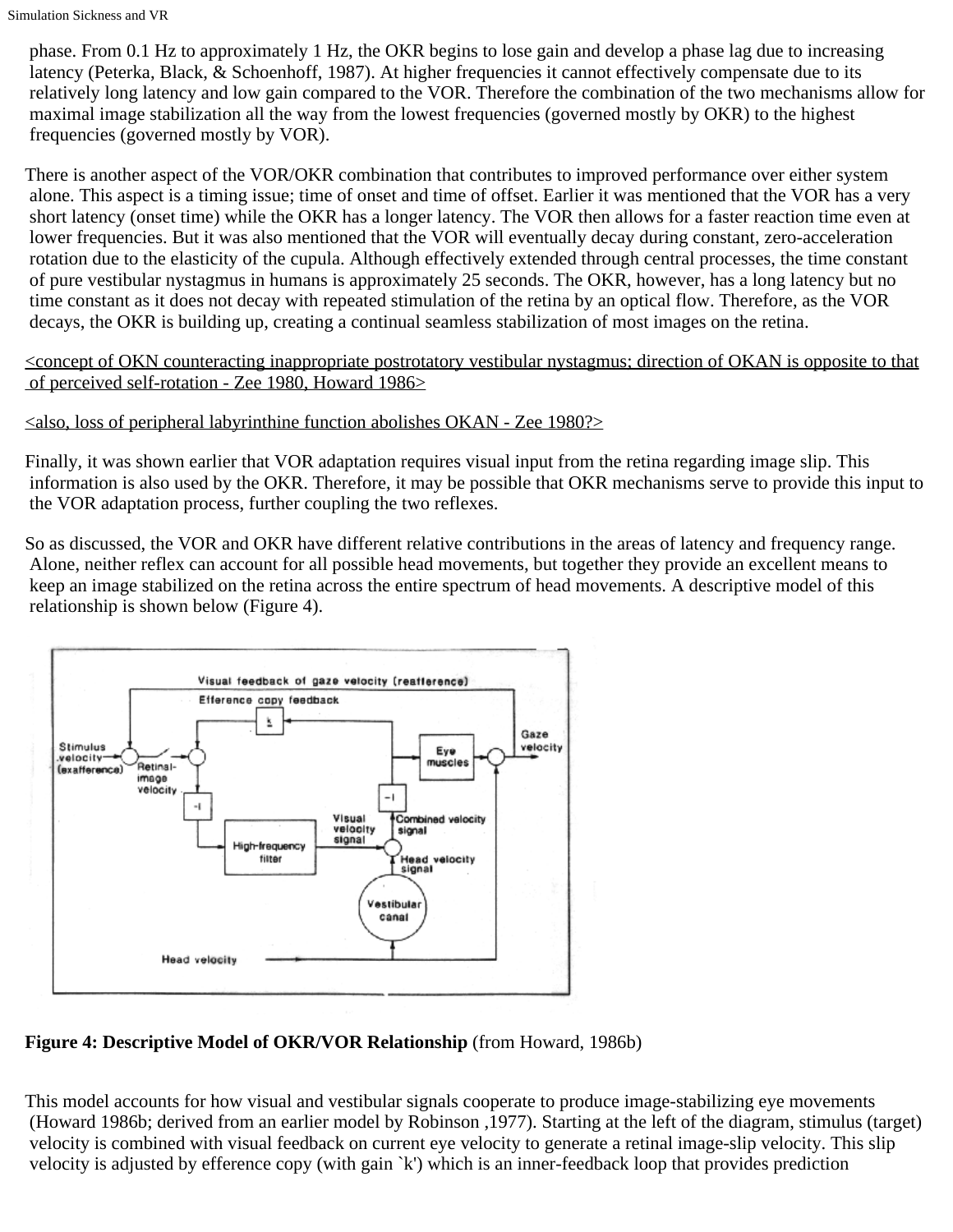phase. From 0.1 Hz to approximately 1 Hz, the OKR begins to lose gain and develop a phase lag due to increasing latency (Peterka, Black, & Schoenhoff, 1987). At higher frequencies it cannot effectively compensate due to its relatively long latency and low gain compared to the VOR. Therefore the combination of the two mechanisms allow for maximal image stabilization all the way from the lowest frequencies (governed mostly by OKR) to the highest frequencies (governed mostly by VOR).

There is another aspect of the VOR/OKR combination that contributes to improved performance over either system alone. This aspect is a timing issue; time of onset and time of offset. Earlier it was mentioned that the VOR has a very short latency (onset time) while the OKR has a longer latency. The VOR then allows for a faster reaction time even at lower frequencies. But it was also mentioned that the VOR will eventually decay during constant, zero-acceleration rotation due to the elasticity of the cupula. Although effectively extended through central processes, the time constant of pure vestibular nystagmus in humans is approximately 25 seconds. The OKR, however, has a long latency but no time constant as it does not decay with repeated stimulation of the retina by an optical flow. Therefore, as the VOR decays, the OKR is building up, creating a continual seamless stabilization of most images on the retina.

<concept of OKN counteracting inappropriate postrotatory vestibular nystagmus; direction of OKAN is opposite to that of perceived self-rotation - Zee 1980, Howard 1986>

<also, loss of peripheral labyrinthine function abolishes OKAN - Zee 1980?>

Finally, it was shown earlier that VOR adaptation requires visual input from the retina regarding image slip. This information is also used by the OKR. Therefore, it may be possible that OKR mechanisms serve to provide this input to the VOR adaptation process, further coupling the two reflexes.

So as discussed, the VOR and OKR have different relative contributions in the areas of latency and frequency range. Alone, neither reflex can account for all possible head movements, but together they provide an excellent means to keep an image stabilized on the retina across the entire spectrum of head movements. A descriptive model of this relationship is shown below (Figure 4).

**Figure 4: Descriptive Model of OKR/VOR Relationship** (from Howard, 1986b)

This model accounts for how visual and vestibular signals cooperate to produce image-stabilizing eye movements (Howard 1986b; derived from an earlier model by Robinson ,1977). Starting at the left of the diagram, stimulus (target) velocity is combined with visual feedback on current eye velocity to generate a retinal image-slip velocity. This slip velocity is adjusted by efference copy (with gain `k') which is an inner-feedback loop that provides prediction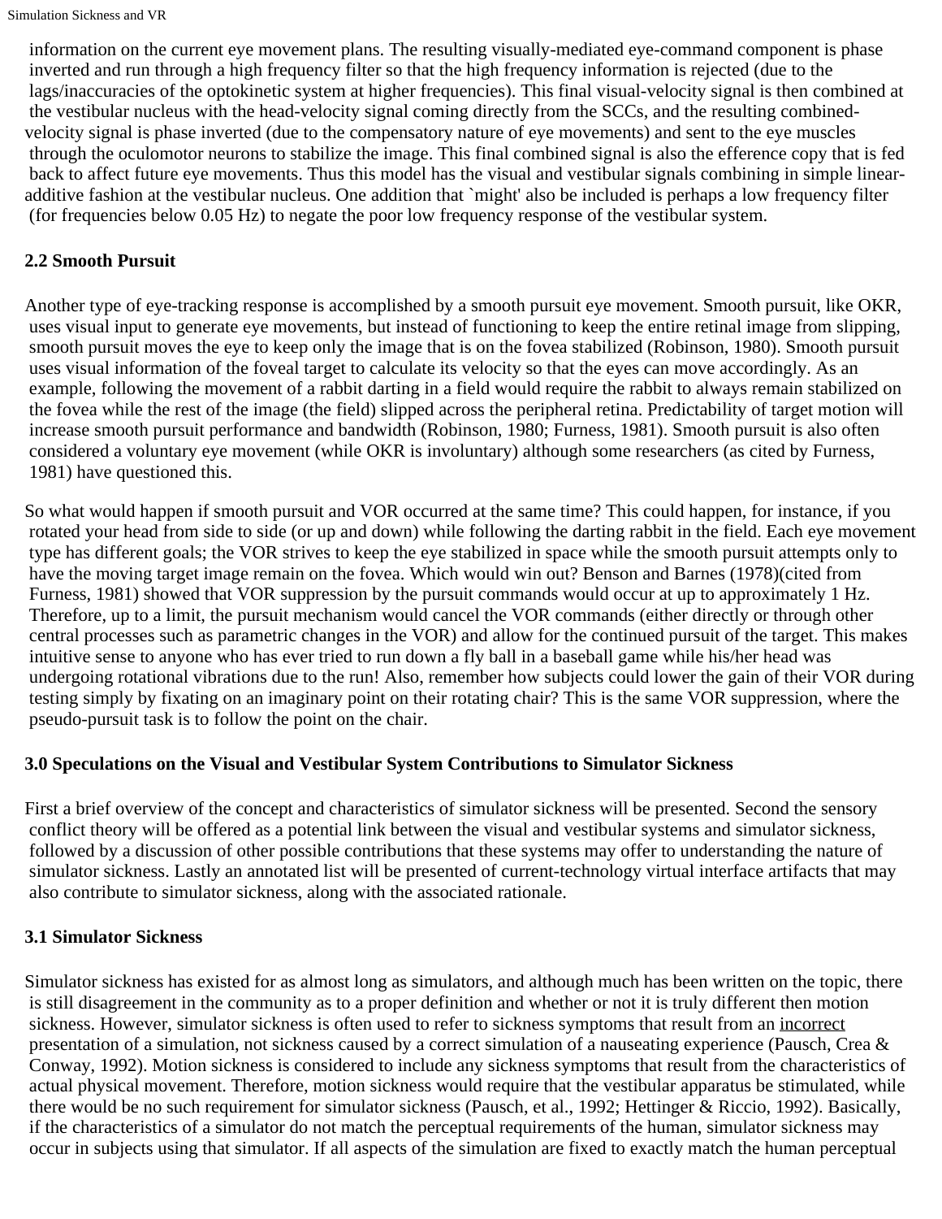information on the current eye movement plans. The resulting visually-mediated eye-command component is phase inverted and run through a high frequency filter so that the high frequency information is rejected (due to the lags/inaccuracies of the optokinetic system at higher frequencies). This final visual-velocity signal is then combined at the vestibular nucleus with the head-velocity signal coming directly from the SCCs, and the resulting combined-velocity signal is phase inverted (due to the compensatory nature of eye movements) and sent to the eye muscles through the oculomotor neurons to stabilize the image. This final combined signal is also the efference copy that is fed back to affect future eye movements. Thus this model has the visual and vestibular signals combining in simple linear-additive fashion at the vestibular nucleus. One addition that `might' also be included is perhaps a low frequency filter (for frequencies below 0.05 Hz) to negate the poor low frequency response of the vestibular system.

### 2.2 Smooth Pursuit

Another type of eye-tracking response is accomplished by a smooth pursuit eye movement. Smooth pursuit, like OKR, uses visual input to generate eye movements, but instead of functioning to keep the entire retinal image from slipping, smooth pursuit moves the eye to keep only the image that is on the fovea stabilized (Robinson, 1980). Smooth pursuit uses visual information of the foveal target to calculate its velocity so that the eyes can move accordingly. As an example, following the movement of a rabbit darting in a field would require the rabbit to always remain stabilized on the fovea while the rest of the image (the field) slipped across the peripheral retina. Predictability of target motion will increase smooth pursuit performance and bandwidth (Robinson, 1980; Furness, 1981). Smooth pursuit is also often considered a voluntary eye movement (while OKR is involuntary) although some researchers (as cited by Furness, 1981) have questioned this.

So what would happen if smooth pursuit and VOR occurred at the same time? This could happen, for instance, if you rotated your head from side to side (or up and down) while following the darting rabbit in the field. Each eye movement type has different goals; the VOR strives to keep the eye stabilized in space while the smooth pursuit attempts only to have the moving target image remain on the fovea. Which would win out? Benson and Barnes (1978)(cited from Furness, 1981) showed that VOR suppression by the pursuit commands would occur at up to approximately 1 Hz. Therefore, up to a limit, the pursuit mechanism would cancel the VOR commands (either directly or through other central processes such as parametric changes in the VOR) and allow for the continued pursuit of the target. This makes intuitive sense to anyone who has ever tried to run down a fly ball in a baseball game while his/her head was undergoing rotational vibrations due to the run! Also, remember how subjects could lower the gain of their VOR during testing simply by fixating on an imaginary point on their rotating chair? This is the same VOR suppression, where the pseudo-pursuit task is to follow the point on the chair.

## 3.0 Speculations on the Visual and Vestibular System Contributions to Simulator Sickness

First a brief overview of the concept and characteristics of simulator sickness will be presented. Second the sensory conflict theory will be offered as a potential link between the visual and vestibular systems and simulator sickness, followed by a discussion of other possible contributions that these systems may offer to understanding the nature of simulator sickness. Lastly an annotated list will be presented of current-technology virtual interface artifacts that may also contribute to simulator sickness, along with the associated rationale.

### 3.1 Simulator Sickness

Simulator sickness has existed for as almost long as simulators, and although much has been written on the topic, there is still disagreement in the community as to a proper definition and whether or not it is truly different then motion sickness. However, simulator sickness is often used to refer to sickness symptoms that result from an incorrect presentation of a simulation, not sickness caused by a correct simulation of a nauseating experience (Pausch, Crea & Conway, 1992). Motion sickness is considered to include any sickness symptoms that result from the characteristics of actual physical movement. Therefore, motion sickness would require that the vestibular apparatus be stimulated, while there would be no such requirement for simulator sickness (Pausch, et al., 1992; Hettinger & Riccio, 1992). Basically, if the characteristics of a simulator do not match the perceptual requirements of the human, simulator sickness may occur in subjects using that simulator. If all aspects of the simulation are fixed to exactly match the human perceptual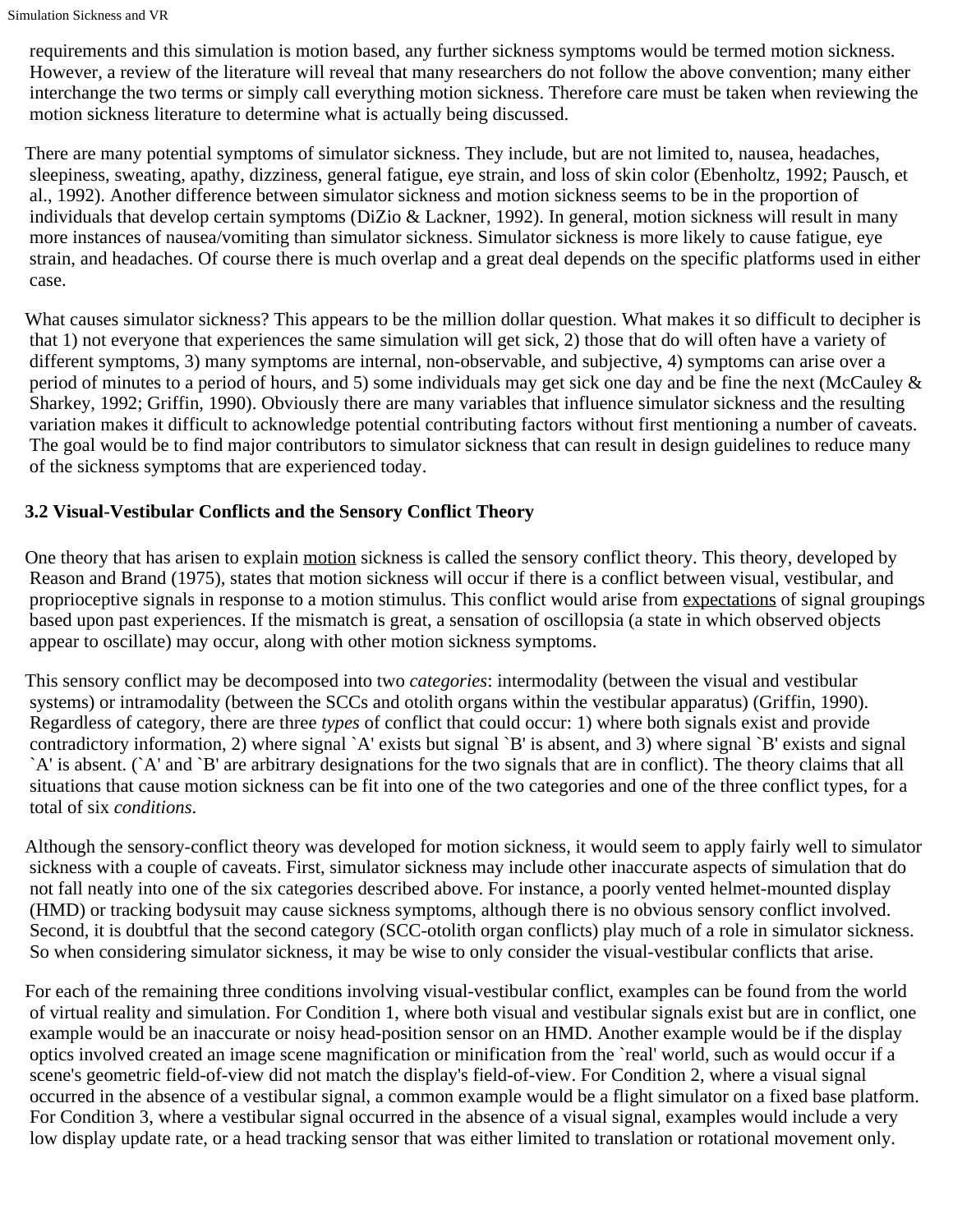requirements and this simulation is motion based, any further sickness symptoms would be termed motion sickness. However, a review of the literature will reveal that many researchers do not follow the above convention; many either interchange the two terms or simply call everything motion sickness. Therefore care must be taken when reviewing the motion sickness literature to determine what is actually being discussed.

There are many potential symptoms of simulator sickness. They include, but are not limited to, nausea, headaches, sleepiness, sweating, apathy, dizziness, general fatigue, eye strain, and loss of skin color (Ebenholtz, 1992; Pausch, et al., 1992). Another difference between simulator sickness and motion sickness seems to be in the proportion of individuals that develop certain symptoms (DiZio & Lackner, 1992). In general, motion sickness will result in many more instances of nausea/vomiting than simulator sickness. Simulator sickness is more likely to cause fatigue, eye strain, and headaches. Of course there is much overlap and a great deal depends on the specific platforms used in either case.

What causes simulator sickness? This appears to be the million dollar question. What makes it so difficult to decipher is that 1) not everyone that experiences the same simulation will get sick, 2) those that do will often have a variety of different symptoms, 3) many symptoms are internal, non-observable, and subjective, 4) symptoms can arise over a period of minutes to a period of hours, and 5) some individuals may get sick one day and be fine the next (McCauley & Sharkey, 1992; Griffin, 1990). Obviously there are many variables that influence simulator sickness and the resulting variation makes it difficult to acknowledge potential contributing factors without first mentioning a number of caveats. The goal would be to find major contributors to simulator sickness that can result in design guidelines to reduce many of the sickness symptoms that are experienced today.

### 3.2 Visual-Vestibular Conflicts and the Sensory Conflict Theory

One theory that has arisen to explain <u>motion</u> sickness is called the sensory conflict theory. This theory, developed by Reason and Brand (1975), states that motion sickness will occur if there is a conflict between visual, vestibular, and proprioceptive signals in response to a motion stimulus. This conflict would arise from <u>expectations</u> of signal groupings based upon past experiences. If the mismatch is great, a sensation of oscillopsia (a state in which observed objects appear to oscillate) may occur, along with other motion sickness symptoms.

This sensory conflict may be decomposed into two *categories*: intermodality (between the visual and vestibular systems) or intramodality (between the SCCs and otolith organs within the vestibular apparatus) (Griffin, 1990). Regardless of category, there are three *types* of conflict that could occur: 1) where both signals exist and provide contradictory information, 2) where signal `A' exists but signal `B' is absent, and 3) where signal `B' exists and signal `A' is absent. (`A' and `B' are arbitrary designations for the two signals that are in conflict). The theory claims that all situations that cause motion sickness can be fit into one of the two categories and one of the three conflict types, for a total of six *conditions*.

Although the sensory-conflict theory was developed for motion sickness, it would seem to apply fairly well to simulator sickness with a couple of caveats. First, simulator sickness may include other inaccurate aspects of simulation that do not fall neatly into one of the six categories described above. For instance, a poorly vented helmet-mounted display (HMD) or tracking bodysuit may cause sickness symptoms, although there is no obvious sensory conflict involved. Second, it is doubtful that the second category (SCC-otolith organ conflicts) play much of a role in simulator sickness. So when considering simulator sickness, it may be wise to only consider the visual-vestibular conflicts that arise.

For each of the remaining three conditions involving visual-vestibular conflict, examples can be found from the world of virtual reality and simulation. For Condition 1, where both visual and vestibular signals exist but are in conflict, one example would be an inaccurate or noisy head-position sensor on an HMD. Another example would be if the display optics involved created an image scene magnification or minification from the `real' world, such as would occur if a scene's geometric field-of-view did not match the display's field-of-view. For Condition 2, where a visual signal occurred in the absence of a vestibular signal, a common example would be a flight simulator on a fixed base platform. For Condition 3, where a vestibular signal occurred in the absence of a visual signal, examples would include a very low display update rate, or a head tracking sensor that was either limited to translation or rotational movement only.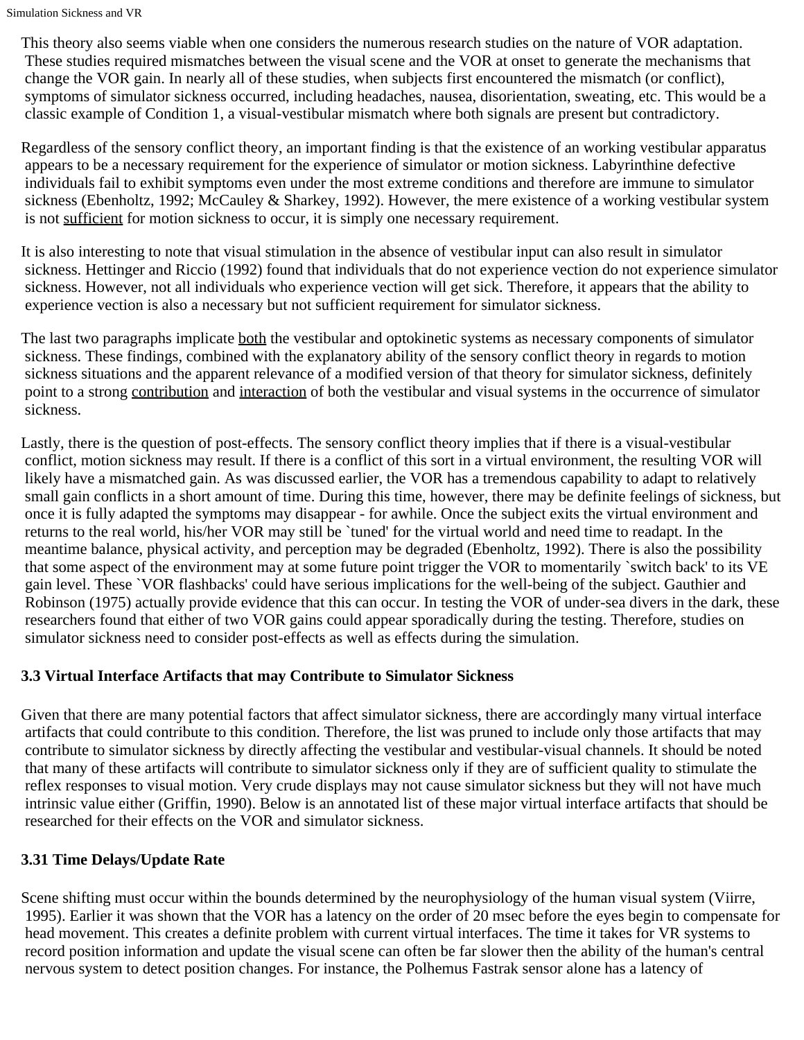This theory also seems viable when one considers the numerous research studies on the nature of VOR adaptation. These studies required mismatches between the visual scene and the VOR at onset to generate the mechanisms that change the VOR gain. In nearly all of these studies, when subjects first encountered the mismatch (or conflict), symptoms of simulator sickness occurred, including headaches, nausea, disorientation, sweating, etc. This would be a classic example of Condition 1, a visual-vestibular mismatch where both signals are present but contradictory.

Regardless of the sensory conflict theory, an important finding is that the existence of an working vestibular apparatus appears to be a necessary requirement for the experience of simulator or motion sickness. Labyrinthine defective individuals fail to exhibit symptoms even under the most extreme conditions and therefore are immune to simulator sickness (Ebenholtz, 1992; McCauley & Sharkey, 1992). However, the mere existence of a working vestibular system is not <u>sufficient</u> for motion sickness to occur, it is simply one necessary requirement.

It is also interesting to note that visual stimulation in the absence of vestibular input can also result in simulator sickness. Hettinger and Riccio (1992) found that individuals that do not experience vection do not experience simulator sickness. However, not all individuals who experience vection will get sick. Therefore, it appears that the ability to experience vection is also a necessary but not sufficient requirement for simulator sickness.

The last two paragraphs implicate <u>both</u> the vestibular and optokinetic systems as necessary components of simulator sickness. These findings, combined with the explanatory ability of the sensory conflict theory in regards to motion sickness situations and the apparent relevance of a modified version of that theory for simulator sickness, definitely point to a strong <u>contribution</u> and <u>interaction</u> of both the vestibular and visual systems in the occurrence of simulator sickness.

Lastly, there is the question of post-effects. The sensory conflict theory implies that if there is a visual-vestibular conflict, motion sickness may result. If there is a conflict of this sort in a virtual environment, the resulting VOR will likely have a mismatched gain. As was discussed earlier, the VOR has a tremendous capability to adapt to relatively small gain conflicts in a short amount of time. During this time, however, there may be definite feelings of sickness, but once it is fully adapted the symptoms may disappear - for awhile. Once the subject exits the virtual environment and returns to the real world, his/her VOR may still be `tuned' for the virtual world and need time to readapt. In the meantime balance, physical activity, and perception may be degraded (Ebenholtz, 1992). There is also the possibility that some aspect of the environment may at some future point trigger the VOR to momentarily `switch back' to its VE gain level. These `VOR flashbacks' could have serious implications for the well-being of the subject. Gauthier and Robinson (1975) actually provide evidence that this can occur. In testing the VOR of under-sea divers in the dark, these researchers found that either of two VOR gains could appear sporadically during the testing. Therefore, studies on simulator sickness need to consider post-effects as well as effects during the simulation.

### 3.3 Virtual Interface Artifacts that may Contribute to Simulator Sickness

Given that there are many potential factors that affect simulator sickness, there are accordingly many virtual interface artifacts that could contribute to this condition. Therefore, the list was pruned to include only those artifacts that may contribute to simulator sickness by directly affecting the vestibular and vestibular-visual channels. It should be noted that many of these artifacts will contribute to simulator sickness only if they are of sufficient quality to stimulate the reflex responses to visual motion. Very crude displays may not cause simulator sickness but they will not have much intrinsic value either (Griffin, 1990). Below is an annotated list of these major virtual interface artifacts that should be researched for their effects on the VOR and simulator sickness.

#### 3.31 Time Delays/Update Rate

Scene shifting must occur within the bounds determined by the neurophysiology of the human visual system (Viirre, 1995). Earlier it was shown that the VOR has a latency on the order of 20 msec before the eyes begin to compensate for head movement. This creates a definite problem with current virtual interfaces. The time it takes for VR systems to record position information and update the visual scene can often be far slower then the ability of the human's central nervous system to detect position changes. For instance, the Polhemus Fastrak sensor alone has a latency of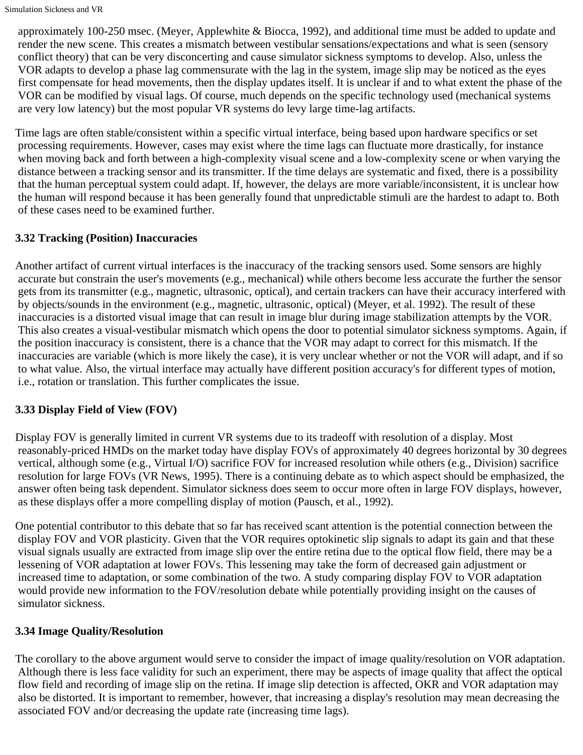approximately 100-250 msec. (Meyer, Applewhite & Biocca, 1992), and additional time must be added to update and render the new scene. This creates a mismatch between vestibular sensations/expectations and what is seen (sensory conflict theory) that can be very disconcerting and cause simulator sickness symptoms to develop. Also, unless the VOR adapts to develop a phase lag commensurate with the lag in the system, image slip may be noticed as the eyes first compensate for head movements, then the display updates itself. It is unclear if and to what extent the phase of the VOR can be modified by visual lags. Of course, much depends on the specific technology used (mechanical systems are very low latency) but the most popular VR systems do levy large time-lag artifacts.

Time lags are often stable/consistent within a specific virtual interface, being based upon hardware specifics or set processing requirements. However, cases may exist where the time lags can fluctuate more drastically, for instance when moving back and forth between a high-complexity visual scene and a low-complexity scene or when varying the distance between a tracking sensor and its transmitter. If the time delays are systematic and fixed, there is a possibility that the human perceptual system could adapt. If, however, the delays are more variable/inconsistent, it is unclear how the human will respond because it has been generally found that unpredictable stimuli are the hardest to adapt to. Both of these cases need to be examined further.

### 3.32 Tracking (Position) Inaccuracies

Another artifact of current virtual interfaces is the inaccuracy of the tracking sensors used. Some sensors are highly accurate but constrain the user's movements (e.g., mechanical) while others become less accurate the further the sensor gets from its transmitter (e.g., magnetic, ultrasonic, optical), and certain trackers can have their accuracy interfered with by objects/sounds in the environment (e.g., magnetic, ultrasonic, optical) (Meyer, et al. 1992). The result of these inaccuracies is a distorted visual image that can result in image blur during image stabilization attempts by the VOR. This also creates a visual-vestibular mismatch which opens the door to potential simulator sickness symptoms. Again, if the position inaccuracy is consistent, there is a chance that the VOR may adapt to correct for this mismatch. If the inaccuracies are variable (which is more likely the case), it is very unclear whether or not the VOR will adapt, and if so to what value. Also, the virtual interface may actually have different position accuracy's for different types of motion, i.e., rotation or translation. This further complicates the issue.

### 3.33 Display Field of View (FOV)

Display FOV is generally limited in current VR systems due to its tradeoff with resolution of a display. Most reasonably-priced HMDs on the market today have display FOVs of approximately 40 degrees horizontal by 30 degrees vertical, although some (e.g., Virtual I/O) sacrifice FOV for increased resolution while others (e.g., Division) sacrifice resolution for large FOVs (VR News, 1995). There is a continuing debate as to which aspect should be emphasized, the answer often being task dependent. Simulator sickness does seem to occur more often in large FOV displays, however, as these displays offer a more compelling display of motion (Pausch, et al., 1992).

One potential contributor to this debate that so far has received scant attention is the potential connection between the display FOV and VOR plasticity. Given that the VOR requires optokinetic slip signals to adapt its gain and that these visual signals usually are extracted from image slip over the entire retina due to the optical flow field, there may be a lessening of VOR adaptation at lower FOVs. This lessening may take the form of decreased gain adjustment or increased time to adaptation, or some combination of the two. A study comparing display FOV to VOR adaptation would provide new information to the FOV/resolution debate while potentially providing insight on the causes of simulator sickness.

### 3.34 Image Quality/Resolution

The corollary to the above argument would serve to consider the impact of image quality/resolution on VOR adaptation. Although there is less face validity for such an experiment, there may be aspects of image quality that affect the optical flow field and recording of image slip on the retina. If image slip detection is affected, OKR and VOR adaptation may also be distorted. It is important to remember, however, that increasing a display's resolution may mean decreasing the associated FOV and/or decreasing the update rate (increasing time lags).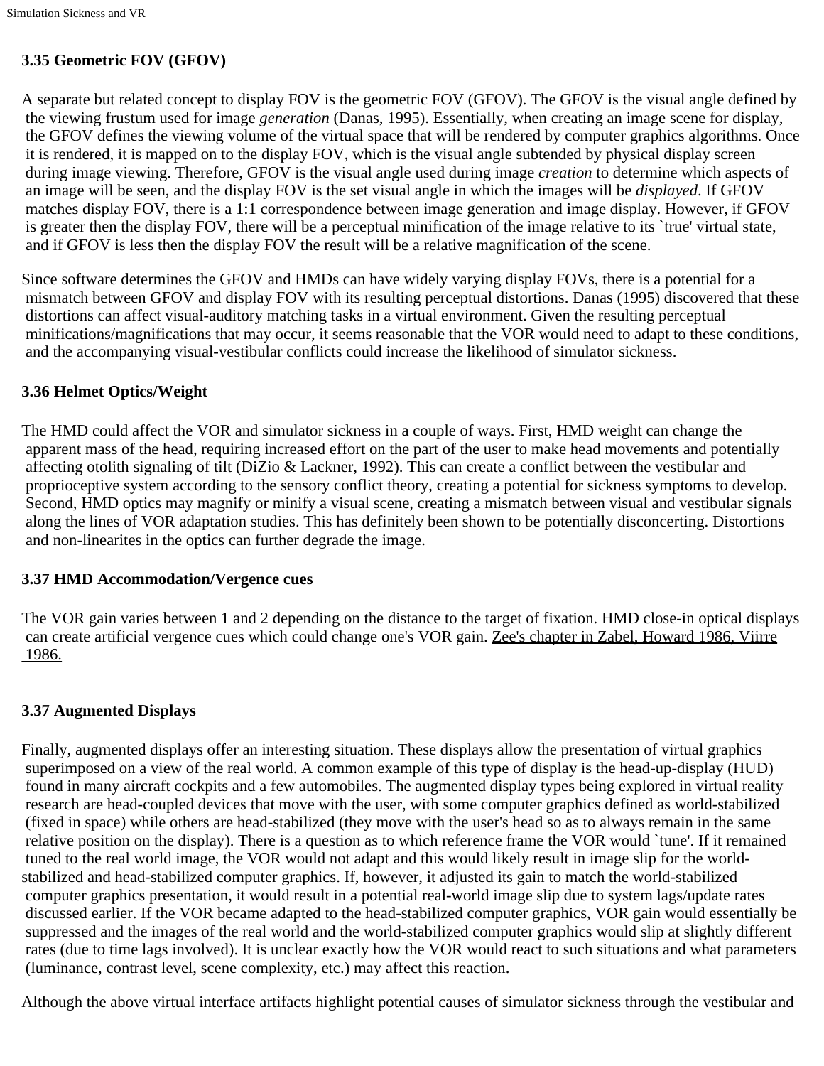### 3.35 Geometric FOV (GFOV)

A separate but related concept to display FOV is the geometric FOV (GFOV). The GFOV is the visual angle defined by the viewing frustum used for image *generation* (Danas, 1995). Essentially, when creating an image scene for display, the GFOV defines the viewing volume of the virtual space that will be rendered by computer graphics algorithms. Once it is rendered, it is mapped on to the display FOV, which is the visual angle subtended by physical display screen during image viewing. Therefore, GFOV is the visual angle used during image *creation* to determine which aspects of an image will be seen, and the display FOV is the set visual angle in which the images will be *displayed*. If GFOV matches display FOV, there is a 1:1 correspondence between image generation and image display. However, if GFOV is greater then the display FOV, there will be a perceptual minification of the image relative to its `true' virtual state, and if GFOV is less then the display FOV the result will be a relative magnification of the scene.

Since software determines the GFOV and HMDs can have widely varying display FOVs, there is a potential for a mismatch between GFOV and display FOV with its resulting perceptual distortions. Danas (1995) discovered that these distortions can affect visual-auditory matching tasks in a virtual environment. Given the resulting perceptual minifications/magnifications that may occur, it seems reasonable that the VOR would need to adapt to these conditions, and the accompanying visual-vestibular conflicts could increase the likelihood of simulator sickness.

### 3.36 Helmet Optics/Weight

The HMD could affect the VOR and simulator sickness in a couple of ways. First, HMD weight can change the apparent mass of the head, requiring increased effort on the part of the user to make head movements and potentially affecting otolith signaling of tilt (DiZio & Lackner, 1992). This can create a conflict between the vestibular and proprioceptive system according to the sensory conflict theory, creating a potential for sickness symptoms to develop. Second, HMD optics may magnify or minify a visual scene, creating a mismatch between visual and vestibular signals along the lines of VOR adaptation studies. This has definitely been shown to be potentially disconcerting. Distortions and non-linearites in the optics can further degrade the image.

### 3.37 HMD Accommodation/Vergence cues

The VOR gain varies between 1 and 2 depending on the distance to the target of fixation. HMD close-in optical displays can create artificial vergence cues which could change one's VOR gain. Zee's chapter in Zabel, Howard 1986, Viirre 1986.

### 3.37 Augmented Displays

Finally, augmented displays offer an interesting situation. These displays allow the presentation of virtual graphics superimposed on a view of the real world. A common example of this type of display is the head-up-display (HUD) found in many aircraft cockpits and a few automobiles. The augmented display types being explored in virtual reality research are head-coupled devices that move with the user, with some computer graphics defined as world-stabilized (fixed in space) while others are head-stabilized (they move with the user's head so as to always remain in the same relative position on the display). There is a question as to which reference frame the VOR would `tune'. If it remained tuned to the real world image, the VOR would not adapt and this would likely result in image slip for the world-stabilized and head-stabilized computer graphics. If, however, it adjusted its gain to match the world-stabilized computer graphics presentation, it would result in a potential real-world image slip due to system lags/update rates discussed earlier. If the VOR became adapted to the head-stabilized computer graphics, VOR gain would essentially be suppressed and the images of the real world and the world-stabilized computer graphics would slip at slightly different rates (due to time lags involved). It is unclear exactly how the VOR would react to such situations and what parameters (luminance, contrast level, scene complexity, etc.) may affect this reaction.

Although the above virtual interface artifacts highlight potential causes of simulator sickness through the vestibular and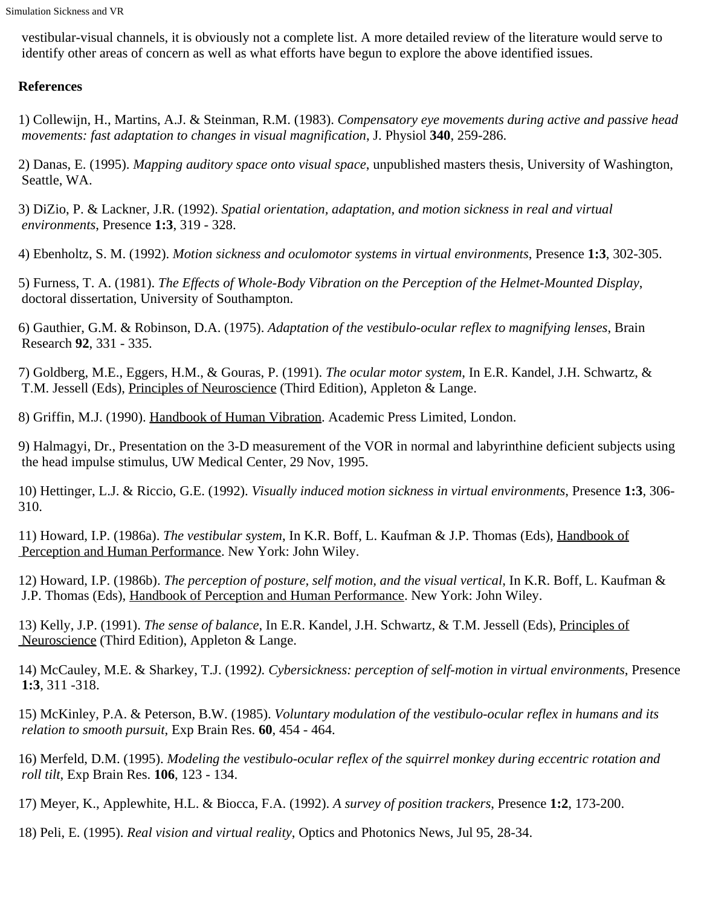vestibular-visual channels, it is obviously not a complete list. A more detailed review of the literature would serve to identify other areas of concern as well as what efforts have begun to explore the above identified issues.

**References**

1) Collewijn, H., Martins, A.J. & Steinman, R.M. (1983). *Compensatory eye movements during active and passive head movements: fast adaptation to changes in visual magnification*, J. Physiol **340**, 259-286.

2) Danas, E. (1995). *Mapping auditory space onto visual space*, unpublished masters thesis, University of Washington, Seattle, WA.

3) DiZio, P. & Lackner, J.R. (1992). *Spatial orientation, adaptation, and motion sickness in real and virtual environments*, Presence **1:3**, 319 - 328.

4) Ebenholtz, S. M. (1992). *Motion sickness and oculomotor systems in virtual environments*, Presence **1:3**, 302-305.

5) Furness, T. A. (1981). *The Effects of Whole-Body Vibration on the Perception of the Helmet-Mounted Display*, doctoral dissertation, University of Southampton.

6) Gauthier, G.M. & Robinson, D.A. (1975). *Adaptation of the vestibulo-ocular reflex to magnifying lenses*, Brain Research **92**, 331 - 335.

7) Goldberg, M.E., Eggers, H.M., & Gouras, P. (1991). *The ocular motor system*, In E.R. Kandel, J.H. Schwartz, & T.M. Jessell (Eds), Principles of Neuroscience (Third Edition), Appleton & Lange.

8) Griffin, M.J. (1990). Handbook of Human Vibration. Academic Press Limited, London.

9) Halmagyi, Dr., Presentation on the 3-D measurement of the VOR in normal and labyrinthine deficient subjects using the head impulse stimulus, UW Medical Center, 29 Nov, 1995.

10) Hettinger, L.J. & Riccio, G.E. (1992). *Visually induced motion sickness in virtual environments*, Presence **1:3**, 306-310.

11) Howard, I.P. (1986a). *The vestibular system*, In K.R. Boff, L. Kaufman & J.P. Thomas (Eds), Handbook of Perception and Human Performance. New York: John Wiley.

12) Howard, I.P. (1986b). *The perception of posture, self motion, and the visual vertical*, In K.R. Boff, L. Kaufman & J.P. Thomas (Eds), Handbook of Perception and Human Performance. New York: John Wiley.

13) Kelly, J.P. (1991). *The sense of balance*, In E.R. Kandel, J.H. Schwartz, & T.M. Jessell (Eds), Principles of Neuroscience (Third Edition), Appleton & Lange.

14) McCauley, M.E. & Sharkey, T.J. (1992). *Cybersickness: perception of self-motion in virtual environments*, Presence **1:3**, 311 -318.

15) McKinley, P.A. & Peterson, B.W. (1985). *Voluntary modulation of the vestibulo-ocular reflex in humans and its relation to smooth pursuit*, Exp Brain Res. **60**, 454 - 464.

16) Merfeld, D.M. (1995). *Modeling the vestibulo-ocular reflex of the squirrel monkey during eccentric rotation and roll tilt*, Exp Brain Res. **106**, 123 - 134.

17) Meyer, K., Applewhite, H.L. & Biocca, F.A. (1992). *A survey of position trackers*, Presence **1:2**, 173-200.

18) Peli, E. (1995). *Real vision and virtual reality*, Optics and Photonics News, Jul 95, 28-34.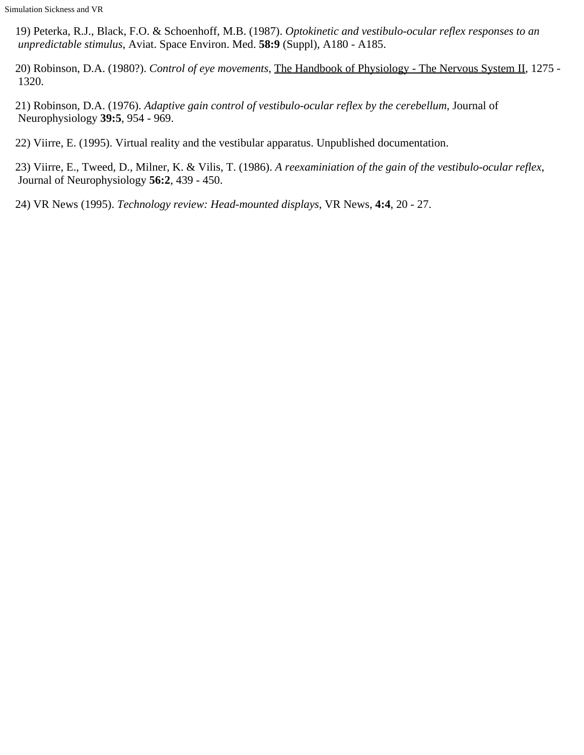19) Peterka, R.J., Black, F.O. & Schoenhoff, M.B. (1987). *Optokinetic and vestibulo-ocular reflex responses to an unpredictable stimulus*, Aviat. Space Environ. Med. **58:9** (Suppl), A180 - A185.

20) Robinson, D.A. (1980?). *Control of eye movements*, <u>The Handbook of Physiology - The Nervous System II</u>, 1275 - 1320.

21) Robinson, D.A. (1976). *Adaptive gain control of vestibulo-ocular reflex by the cerebellum*, Journal of Neurophysiology **39:5**, 954 - 969.

22) Viirre, E. (1995). Virtual reality and the vestibular apparatus. Unpublished documentation.

23) Viirre, E., Tweed, D., Milner, K. & Vilis, T. (1986). *A reexaminiation of the gain of the vestibulo-ocular reflex*, Journal of Neurophysiology **56:2**, 439 - 450.

24) VR News (1995). *Technology review: Head-mounted displays*, VR News, **4:4**, 20 - 27.